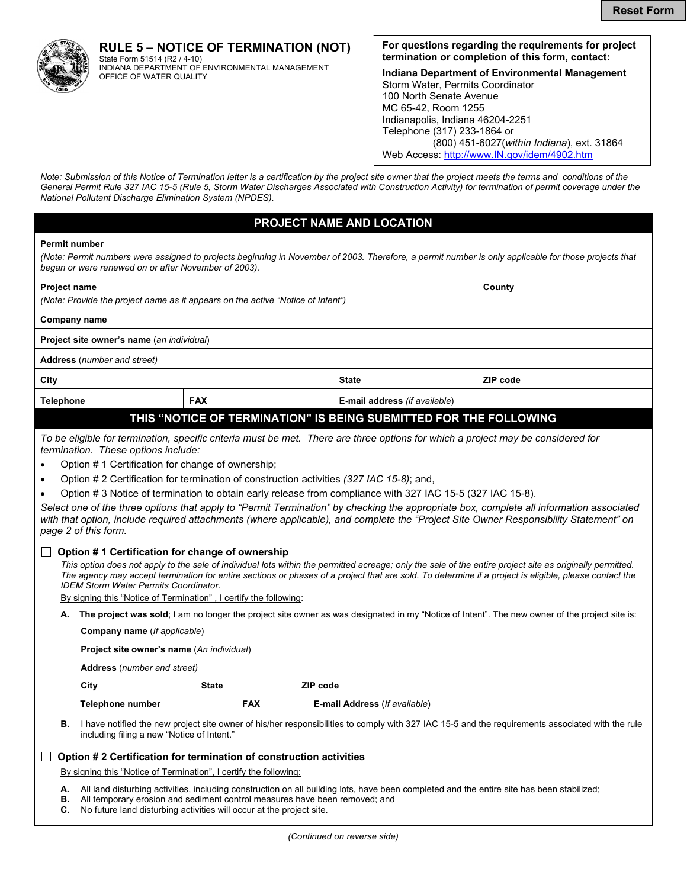Reset Form

# RULE 5 – NOTICE OF TERMINATION (NOT)

State Form 51514 (R2 / 4-10)
INDIANA DEPARTMENT OF ENVIRONMENTAL MANAGEMENT
OFFICE OF WATER QUALITY

**For questions regarding the requirements for project termination or completion of this form, contact:**

**Indiana Department of Environmental Management**
Storm Water, Permits Coordinator
100 North Senate Avenue
MC 65-42, Room 1255
Indianapolis, Indiana 46204-2251
Telephone (317) 233-1864 or
(800) 451-6027(*within Indiana*), ext. 31864
Web Access: http://www.IN.gov/idem/4902.htm

*Note: Submission of this Notice of Termination letter is a certification by the project site owner that the project meets the terms and conditions of the General Permit Rule 327 IAC 15-5 (Rule 5, Storm Water Discharges Associated with Construction Activity) for termination of permit coverage under the National Pollutant Discharge Elimination System (NPDES).*

## PROJECT NAME AND LOCATION

**Permit number**
*(Note: Permit numbers were assigned to projects beginning in November of 2003. Therefore, a permit number is only applicable for those projects that began or were renewed on or after November of 2003).*

| **Project name** *(Note: Provide the project name as it appears on the active "Notice of Intent")* | | **County** |
|---|---|---|
| **Company name** | | |
| **Project site owner's name** (*an individual*) | | |
| **Address** (*number and street*) | | |
| **City** | **State** | **ZIP code** |
| **Telephone** / **FAX** | **E-mail address** (*if available*) | |

## THIS "NOTICE OF TERMINATION" IS BEING SUBMITTED FOR THE FOLLOWING

*To be eligible for termination, specific criteria must be met. There are three options for which a project may be considered for termination. These options include:*

- Option # 1 Certification for change of ownership;
- Option # 2 Certification for termination of construction activities *(327 IAC 15-8)*; and,
- Option # 3 Notice of termination to obtain early release from compliance with 327 IAC 15-5 (327 IAC 15-8).

*Select one of the three options that apply to "Permit Termination" by checking the appropriate box, complete all information associated with that option, include required attachments (where applicable), and complete the "Project Site Owner Responsibility Statement" on page 2 of this form.*

☐ **Option # 1 Certification for change of ownership**

*This option does not apply to the sale of individual lots within the permitted acreage; only the sale of the entire project site as originally permitted. The agency may accept termination for entire sections or phases of a project that are sold. To determine if a project is eligible, please contact the IDEM Storm Water Permits Coordinator.*

By signing this "Notice of Termination" , I certify the following:

**A.** **The project was sold**; I am no longer the project site owner as was designated in my "Notice of Intent". The new owner of the project site is:

**Company name** (*If applicable*)

**Project site owner's name** (*An individual*)

**Address** (*number and street*)

**City** **State** **ZIP code**

**Telephone number** **FAX** **E-mail Address** (*If available*)

**B.** I have notified the new project site owner of his/her responsibilities to comply with 327 IAC 15-5 and the requirements associated with the rule including filing a new "Notice of Intent."

☐ **Option # 2 Certification for termination of construction activities**

By signing this "Notice of Termination", I certify the following:

**A.** All land disturbing activities, including construction on all building lots, have been completed and the entire site has been stabilized;
**B.** All temporary erosion and sediment control measures have been removed; and
**C.** No future land disturbing activities will occur at the project site.

*(Continued on reverse side)*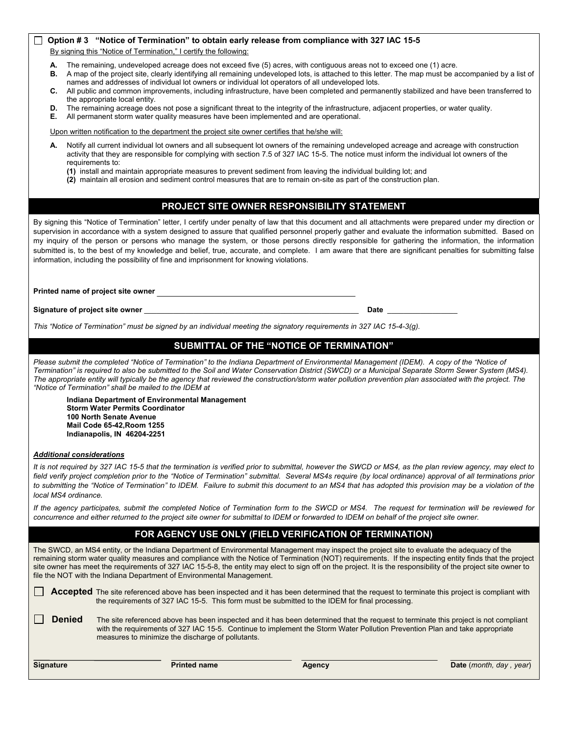☐ **Option # 3 "Notice of Termination" to obtain early release from compliance with 327 IAC 15-5**

By signing this "Notice of Termination," I certify the following:

- **A.** The remaining, undeveloped acreage does not exceed five (5) acres, with contiguous areas not to exceed one (1) acre.
- **B.** A map of the project site, clearly identifying all remaining undeveloped lots, is attached to this letter. The map must be accompanied by a list of names and addresses of individual lot owners or individual lot operators of all undeveloped lots.
- **C.** All public and common improvements, including infrastructure, have been completed and permanently stabilized and have been transferred to the appropriate local entity.
- **D.** The remaining acreage does not pose a significant threat to the integrity of the infrastructure, adjacent properties, or water quality.
- **E.** All permanent storm water quality measures have been implemented and are operational.

Upon written notification to the department the project site owner certifies that he/she will:

- **A.** Notify all current individual lot owners and all subsequent lot owners of the remaining undeveloped acreage and acreage with construction activity that they are responsible for complying with section 7.5 of 327 IAC 15-5. The notice must inform the individual lot owners of the requirements to:
  - **(1)** install and maintain appropriate measures to prevent sediment from leaving the individual building lot; and
  - **(2)** maintain all erosion and sediment control measures that are to remain on-site as part of the construction plan.

## PROJECT SITE OWNER RESPONSIBILITY STATEMENT

By signing this "Notice of Termination" letter, I certify under penalty of law that this document and all attachments were prepared under my direction or supervision in accordance with a system designed to assure that qualified personnel properly gather and evaluate the information submitted. Based on my inquiry of the person or persons who manage the system, or those persons directly responsible for gathering the information, the information submitted is, to the best of my knowledge and belief, true, accurate, and complete. I am aware that there are significant penalties for submitting false information, including the possibility of fine and imprisonment for knowing violations.

**Printed name of project site owner** ______________________________

**Signature of project site owner** ______________________________ **Date** ____________

*This "Notice of Termination" must be signed by an individual meeting the signatory requirements in 327 IAC 15-4-3(g).*

## SUBMITTAL OF THE "NOTICE OF TERMINATION"

*Please submit the completed "Notice of Termination" to the Indiana Department of Environmental Management (IDEM). A copy of the "Notice of Termination" is required to also be submitted to the Soil and Water Conservation District (SWCD) or a Municipal Separate Storm Sewer System (MS4). The appropriate entity will typically be the agency that reviewed the construction/storm water pollution prevention plan associated with the project. The "Notice of Termination" shall be mailed to the IDEM at*

**Indiana Department of Environmental Management**
**Storm Water Permits Coordinator**
**100 North Senate Avenue**
**Mail Code 65-42,Room 1255**
**Indianapolis, IN 46204-2251**

***Additional considerations***

*It is not required by 327 IAC 15-5 that the termination is verified prior to submittal, however the SWCD or MS4, as the plan review agency, may elect to field verify project completion prior to the "Notice of Termination" submittal. Several MS4s require (by local ordinance) approval of all terminations prior to submitting the "Notice of Termination" to IDEM. Failure to submit this document to an MS4 that has adopted this provision may be a violation of the local MS4 ordinance.*

*If the agency participates, submit the completed Notice of Termination form to the SWCD or MS4. The request for termination will be reviewed for concurrence and either returned to the project site owner for submittal to IDEM or forwarded to IDEM on behalf of the project site owner.*

## FOR AGENCY USE ONLY (FIELD VERIFICATION OF TERMINATION)

The SWCD, an MS4 entity, or the Indiana Department of Environmental Management may inspect the project site to evaluate the adequacy of the remaining storm water quality measures and compliance with the Notice of Termination (NOT) requirements. If the inspecting entity finds that the project site owner has meet the requirements of 327 IAC 15-5-8, the entity may elect to sign off on the project. It is the responsibility of the project site owner to file the NOT with the Indiana Department of Environmental Management.

☐ **Accepted** The site referenced above has been inspected and it has been determined that the request to terminate this project is compliant with the requirements of 327 IAC 15-5. This form must be submitted to the IDEM for final processing.

☐ **Denied** The site referenced above has been inspected and it has been determined that the request to terminate this project is not compliant with the requirements of 327 IAC 15-5. Continue to implement the Storm Water Pollution Prevention Plan and take appropriate measures to minimize the discharge of pollutants.

| | | | |
|---|---|---|---|
| ____________ | ____________ | ____________ | ____________ |
| **Signature** | **Printed name** | **Agency** | **Date** (*month, day , year*) |